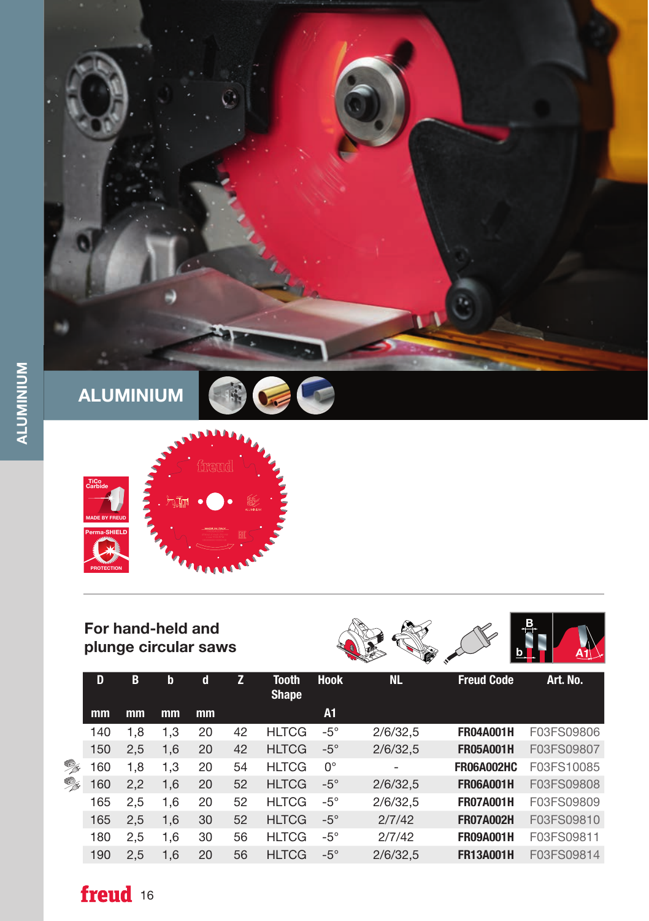# ALUMINIUM

TiCo Carbide — MADE BY FREUD

Perma-SHIELD — PROTECTION

## For hand-held and plunge circular saws

| D | B | b | d | Z | Tooth Shape | Hook | NL | Freud Code | Art. No. |
|---|---|---|---|---|---|---|---|---|---|
| mm | mm | mm | mm | | | A1 | | | |
| 140 | 1,8 | 1,3 | 20 | 42 | HLTCG | -5° | 2/6/32,5 | **FR04A001H** | F03FS09806 |
| 150 | 2,5 | 1,6 | 20 | 42 | HLTCG | -5° | 2/6/32,5 | **FR05A001H** | F03FS09807 |
| 160 | 1,8 | 1,3 | 20 | 54 | HLTCG | 0° | - | **FR06A002HC** | F03FS10085 |
| 160 | 2,2 | 1,6 | 20 | 52 | HLTCG | -5° | 2/6/32,5 | **FR06A001H** | F03FS09808 |
| 165 | 2,5 | 1,6 | 20 | 52 | HLTCG | -5° | 2/6/32,5 | **FR07A001H** | F03FS09809 |
| 165 | 2,5 | 1,6 | 30 | 52 | HLTCG | -5° | 2/7/42 | **FR07A002H** | F03FS09810 |
| 180 | 2,5 | 1,6 | 30 | 56 | HLTCG | -5° | 2/7/42 | **FR09A001H** | F03FS09811 |
| 190 | 2,5 | 1,6 | 20 | 56 | HLTCG | -5° | 2/6/32,5 | **FR13A001H** | F03FS09814 |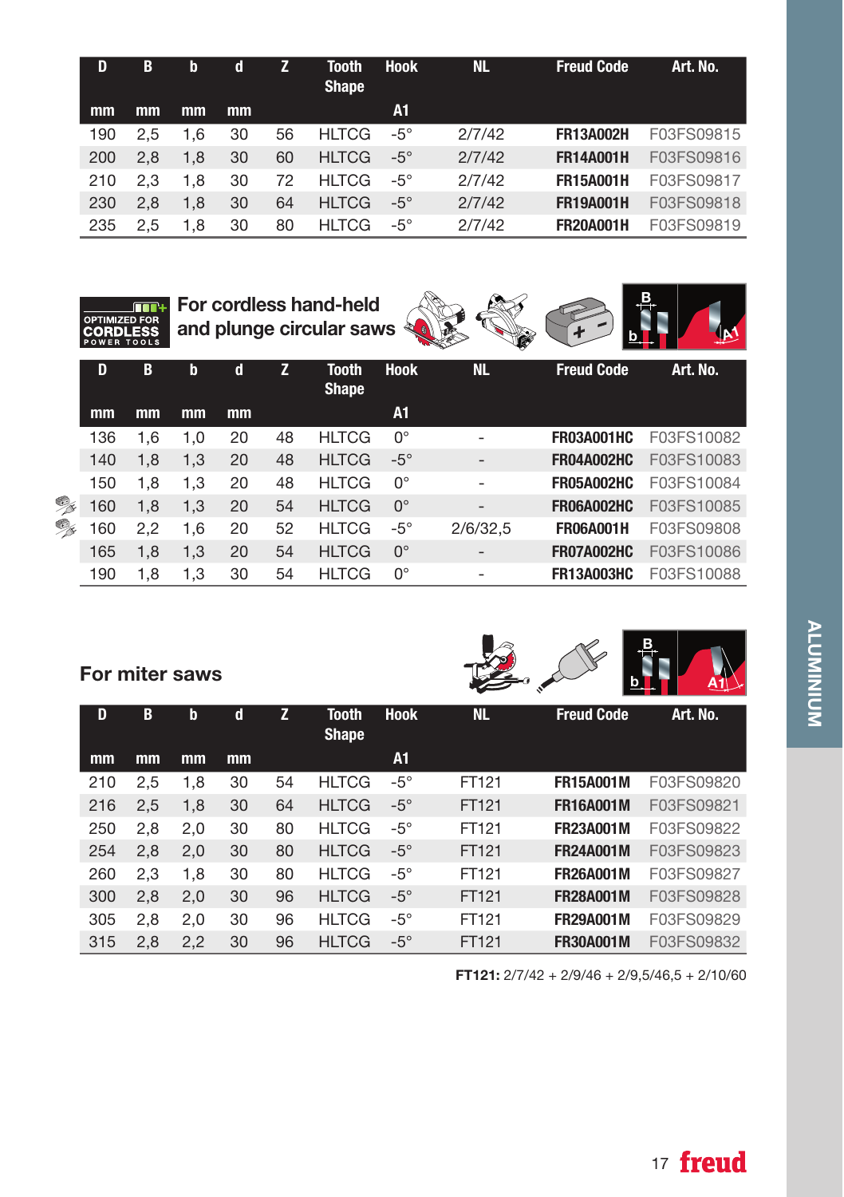| D | B | b | d | Z | Tooth Shape | Hook | NL | Freud Code | Art. No. |
|---|---|---|---|---|---|---|---|---|---|
| mm | mm | mm | mm | | | A1 | | | |
| 190 | 2,5 | 1,6 | 30 | 56 | HLTCG | -5° | 2/7/42 | **FR13A002H** | F03FS09815 |
| 200 | 2,8 | 1,8 | 30 | 60 | HLTCG | -5° | 2/7/42 | **FR14A001H** | F03FS09816 |
| 210 | 2,3 | 1,8 | 30 | 72 | HLTCG | -5° | 2/7/42 | **FR15A001H** | F03FS09817 |
| 230 | 2,8 | 1,8 | 30 | 64 | HLTCG | -5° | 2/7/42 | **FR19A001H** | F03FS09818 |
| 235 | 2,5 | 1,8 | 30 | 80 | HLTCG | -5° | 2/7/42 | **FR20A001H** | F03FS09819 |

OPTIMIZED FOR CORDLESS POWER TOOLS

## For cordless hand-held and plunge circular saws

| D | B | b | d | Z | Tooth Shape | Hook | NL | Freud Code | Art. No. |
|---|---|---|---|---|---|---|---|---|---|
| mm | mm | mm | mm | | | A1 | | | |
| 136 | 1,6 | 1,0 | 20 | 48 | HLTCG | 0° | - | **FR03A001HC** | F03FS10082 |
| 140 | 1,8 | 1,3 | 20 | 48 | HLTCG | -5° | - | **FR04A002HC** | F03FS10083 |
| 150 | 1,8 | 1,3 | 20 | 48 | HLTCG | 0° | - | **FR05A002HC** | F03FS10084 |
| 160 | 1,8 | 1,3 | 20 | 54 | HLTCG | 0° | - | **FR06A002HC** | F03FS10085 |
| 160 | 2,2 | 1,6 | 20 | 52 | HLTCG | -5° | 2/6/32,5 | **FR06A001H** | F03FS09808 |
| 165 | 1,8 | 1,3 | 20 | 54 | HLTCG | 0° | - | **FR07A002HC** | F03FS10086 |
| 190 | 1,8 | 1,3 | 30 | 54 | HLTCG | 0° | - | **FR13A003HC** | F03FS10088 |

## For miter saws

| D | B | b | d | Z | Tooth Shape | Hook | NL | Freud Code | Art. No. |
|---|---|---|---|---|---|---|---|---|---|
| mm | mm | mm | mm | | | A1 | | | |
| 210 | 2,5 | 1,8 | 30 | 54 | HLTCG | -5° | FT121 | **FR15A001M** | F03FS09820 |
| 216 | 2,5 | 1,8 | 30 | 64 | HLTCG | -5° | FT121 | **FR16A001M** | F03FS09821 |
| 250 | 2,8 | 2,0 | 30 | 80 | HLTCG | -5° | FT121 | **FR23A001M** | F03FS09822 |
| 254 | 2,8 | 2,0 | 30 | 80 | HLTCG | -5° | FT121 | **FR24A001M** | F03FS09823 |
| 260 | 2,3 | 1,8 | 30 | 80 | HLTCG | -5° | FT121 | **FR26A001M** | F03FS09827 |
| 300 | 2,8 | 2,0 | 30 | 96 | HLTCG | -5° | FT121 | **FR28A001M** | F03FS09828 |
| 305 | 2,8 | 2,0 | 30 | 96 | HLTCG | -5° | FT121 | **FR29A001M** | F03FS09829 |
| 315 | 2,8 | 2,2 | 30 | 96 | HLTCG | -5° | FT121 | **FR30A001M** | F03FS09832 |

**FT121:** 2/7/42 + 2/9/46 + 2/9,5/46,5 + 2/10/60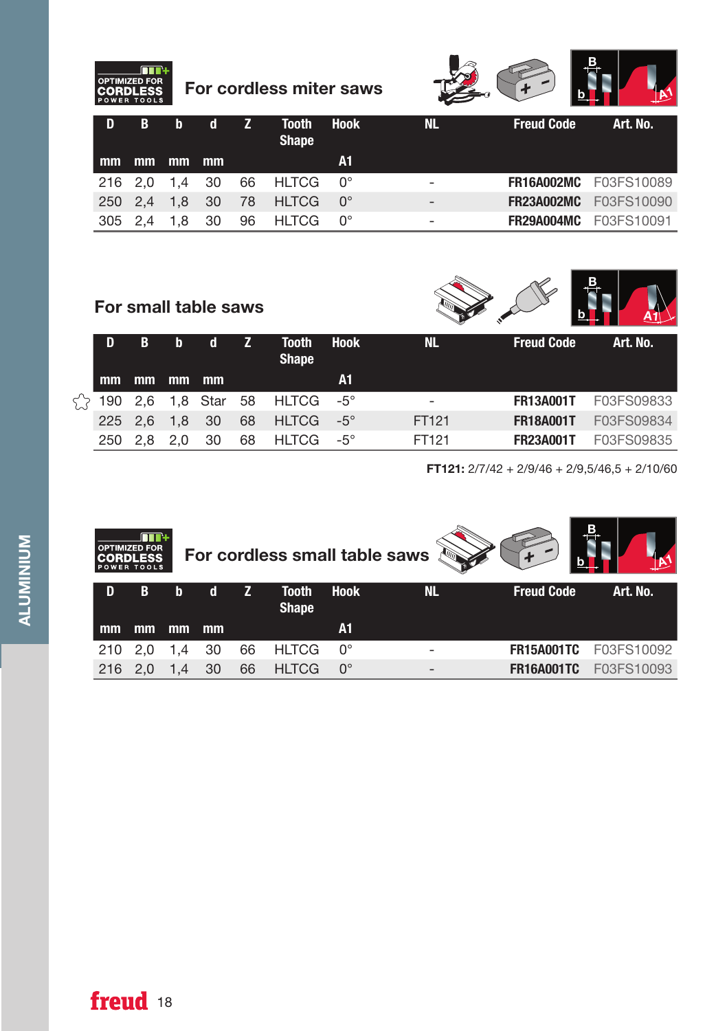OPTIMIZED FOR CORDLESS POWER TOOLS

## For cordless miter saws

| D | B | b | d | Z | Tooth Shape | Hook | NL | Freud Code | Art. No. |
|---|---|---|---|---|---|---|---|---|---|
| mm | mm | mm | mm | | | A1 | | | |
| 216 | 2,0 | 1,4 | 30 | 66 | HLTCG | 0° | - | **FR16A002MC** | F03FS10089 |
| 250 | 2,4 | 1,8 | 30 | 78 | HLTCG | 0° | - | **FR23A002MC** | F03FS10090 |
| 305 | 2,4 | 1,8 | 30 | 96 | HLTCG | 0° | - | **FR29A004MC** | F03FS10091 |

## For small table saws

| D | B | b | d | Z | Tooth Shape | Hook | NL | Freud Code | Art. No. |
|---|---|---|---|---|---|---|---|---|---|
| mm | mm | mm | mm | | | A1 | | | |
| 190 | 2,6 | 1,8 | Star | 58 | HLTCG | -5° | - | **FR13A001T** | F03FS09833 |
| 225 | 2,6 | 1,8 | 30 | 68 | HLTCG | -5° | FT121 | **FR18A001T** | F03FS09834 |
| 250 | 2,8 | 2,0 | 30 | 68 | HLTCG | -5° | FT121 | **FR23A001T** | F03FS09835 |

**FT121:** 2/7/42 + 2/9/46 + 2/9,5/46,5 + 2/10/60

OPTIMIZED FOR CORDLESS POWER TOOLS

## For cordless small table saws

| D | B | b | d | Z | Tooth Shape | Hook | NL | Freud Code | Art. No. |
|---|---|---|---|---|---|---|---|---|---|
| mm | mm | mm | mm | | | A1 | | | |
| 210 | 2,0 | 1,4 | 30 | 66 | HLTCG | 0° | - | **FR15A001TC** | F03FS10092 |
| 216 | 2,0 | 1,4 | 30 | 66 | HLTCG | 0° | - | **FR16A001TC** | F03FS10093 |